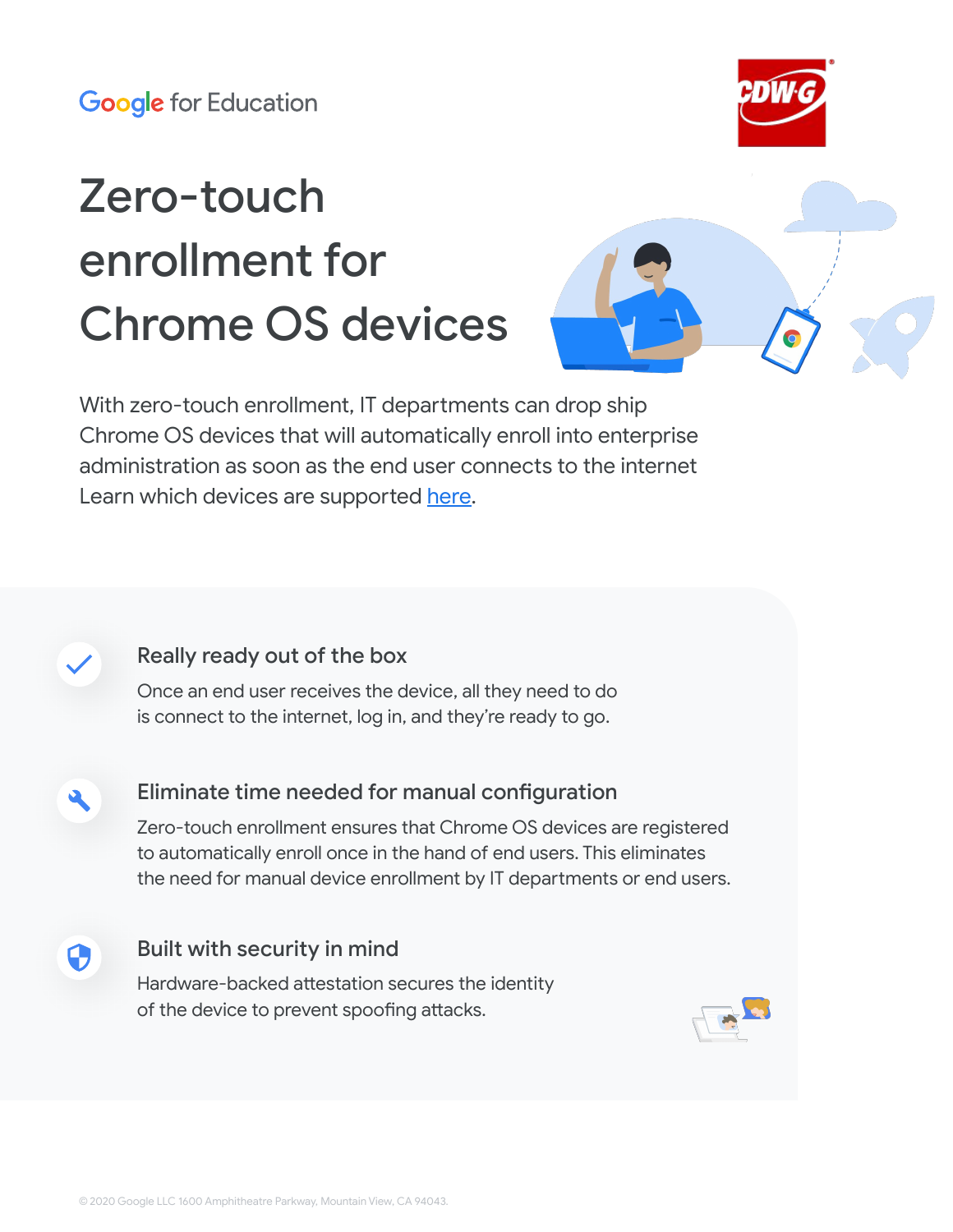Google for Education

# Zero-touch enrollment for Chrome OS devices

With zero-touch enrollment, IT departments can drop ship Chrome OS devices that will automatically enroll into enterprise administration as soon as the end user connects to the internet Learn which devices are supported [here](here).

### Really ready out of the box

Once an end user receives the device, all they need to do is connect to the internet, log in, and they're ready to go.

### Eliminate time needed for manual configuration

Zero-touch enrollment ensures that Chrome OS devices are registered to automatically enroll once in the hand of end users. This eliminates the need for manual device enrollment by IT departments or end users.

### Built with security in mind

Hardware-backed attestation secures the identity of the device to prevent spoofing attacks.

© 2020 Google LLC 1600 Amphitheatre Parkway, Mountain View, CA 94043.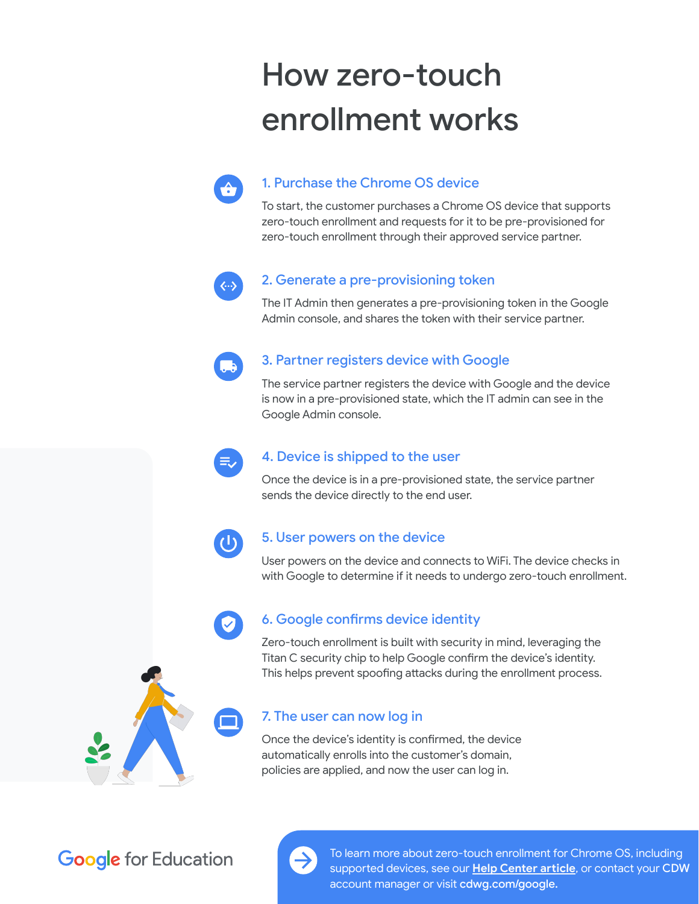# How zero-touch enrollment works

### 1. Purchase the Chrome OS device

To start, the customer purchases a Chrome OS device that supports zero-touch enrollment and requests for it to be pre-provisioned for zero-touch enrollment through their approved service partner.

### 2. Generate a pre-provisioning token

The IT Admin then generates a pre-provisioning token in the Google Admin console, and shares the token with their service partner.

### 3. Partner registers device with Google

The service partner registers the device with Google and the device is now in a pre-provisioned state, which the IT admin can see in the Google Admin console.

### 4. Device is shipped to the user

Once the device is in a pre-provisioned state, the service partner sends the device directly to the end user.

### 5. User powers on the device

User powers on the device and connects to WiFi. The device checks in with Google to determine if it needs to undergo zero-touch enrollment.

### 6. Google confirms device identity

Zero-touch enrollment is built with security in mind, leveraging the Titan C security chip to help Google confirm the device's identity. This helps prevent spoofing attacks during the enrollment process.

### 7. The user can now log in

Once the device's identity is confirmed, the device automatically enrolls into the customer's domain, policies are applied, and now the user can log in.

Google for Education

To learn more about zero-touch enrollment for Chrome OS, including supported devices, see our **Help Center article**, or contact your **CDW** account manager or visit **cdwg.com/google.**